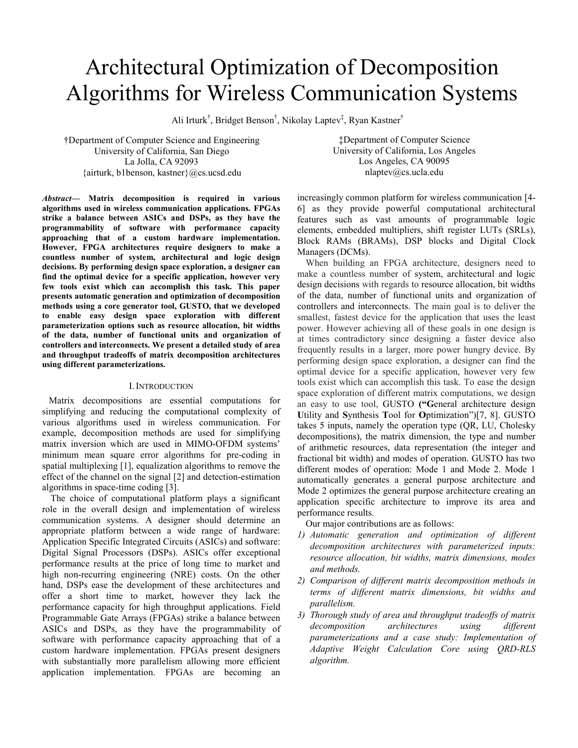# Architectural Optimization of Decomposition Algorithms for Wireless Communication Systems

Ali Irturk[†], Bridget Benson[†], Nikolay Laptev[‡], Ryan Kastner[†]

†Department of Computer Science and Engineering
University of California, San Diego
La Jolla, CA 92093
{airturk, b1benson, kastner}@cs.ucsd.edu

‡Department of Computer Science
University of California, Los Angeles
Los Angeles, CA 90095
nlaptev@cs.ucla.edu

***Abstract*— Matrix decomposition is required in various algorithms used in wireless communication applications. FPGAs strike a balance between ASICs and DSPs, as they have the programmability of software with performance capacity approaching that of a custom hardware implementation. However, FPGA architectures require designers to make a countless number of system, architectural and logic design decisions. By performing design space exploration, a designer can find the optimal device for a specific application, however very few tools exist which can accomplish this task. This paper presents automatic generation and optimization of decomposition methods using a core generator tool, GUSTO, that we developed to enable easy design space exploration with different parameterization options such as resource allocation, bit widths of the data, number of functional units and organization of controllers and interconnects. We present a detailed study of area and throughput tradeoffs of matrix decomposition architectures using different parameterizations.**

## I. Introduction

Matrix decompositions are essential computations for simplifying and reducing the computational complexity of various algorithms used in wireless communication. For example, decomposition methods are used for simplifying matrix inversion which are used in MIMO-OFDM systems' minimum mean square error algorithms for pre-coding in spatial multiplexing [1], equalization algorithms to remove the effect of the channel on the signal [2] and detection-estimation algorithms in space-time coding [3].

The choice of computational platform plays a significant role in the overall design and implementation of wireless communication systems. A designer should determine an appropriate platform between a wide range of hardware: Application Specific Integrated Circuits (ASICs) and software: Digital Signal Processors (DSPs). ASICs offer exceptional performance results at the price of long time to market and high non-recurring engineering (NRE) costs. On the other hand, DSPs ease the development of these architectures and offer a short time to market, however they lack the performance capacity for high throughput applications. Field Programmable Gate Arrays (FPGAs) strike a balance between ASICs and DSPs, as they have the programmability of software with performance capacity approaching that of a custom hardware implementation. FPGAs present designers with substantially more parallelism allowing more efficient application implementation. FPGAs are becoming an increasingly common platform for wireless communication [4-6] as they provide powerful computational architectural features such as vast amounts of programmable logic elements, embedded multipliers, shift register LUTs (SRLs), Block RAMs (BRAMs), DSP blocks and Digital Clock Managers (DCMs).

When building an FPGA architecture, designers need to make a countless number of system, architectural and logic design decisions with regards to resource allocation, bit widths of the data, number of functional units and organization of controllers and interconnects. The main goal is to deliver the smallest, fastest device for the application that uses the least power. However achieving all of these goals in one design is at times contradictory since designing a faster device also frequently results in a larger, more power hungry device. By performing design space exploration, a designer can find the optimal device for a specific application, however very few tools exist which can accomplish this task. To ease the design space exploration of different matrix computations, we design an easy to use tool, GUSTO (**"G**eneral architecture design **U**tility and **S**ynthesis **T**ool for **O**ptimization")[7, 8]. GUSTO takes 5 inputs, namely the operation type (QR, LU, Cholesky decompositions), the matrix dimension, the type and number of arithmetic resources, data representation (the integer and fractional bit width) and modes of operation. GUSTO has two different modes of operation: Mode 1 and Mode 2. Mode 1 automatically generates a general purpose architecture and Mode 2 optimizes the general purpose architecture creating an application specific architecture to improve its area and performance results.

Our major contributions are as follows:

1) *Automatic generation and optimization of different decomposition architectures with parameterized inputs: resource allocation, bit widths, matrix dimensions, modes and methods.*
2) *Comparison of different matrix decomposition methods in terms of different matrix dimensions, bit widths and parallelism.*
3) *Thorough study of area and throughput tradeoffs of matrix decomposition architectures using different parameterizations and a case study: Implementation of Adaptive Weight Calculation Core using QRD-RLS algorithm.*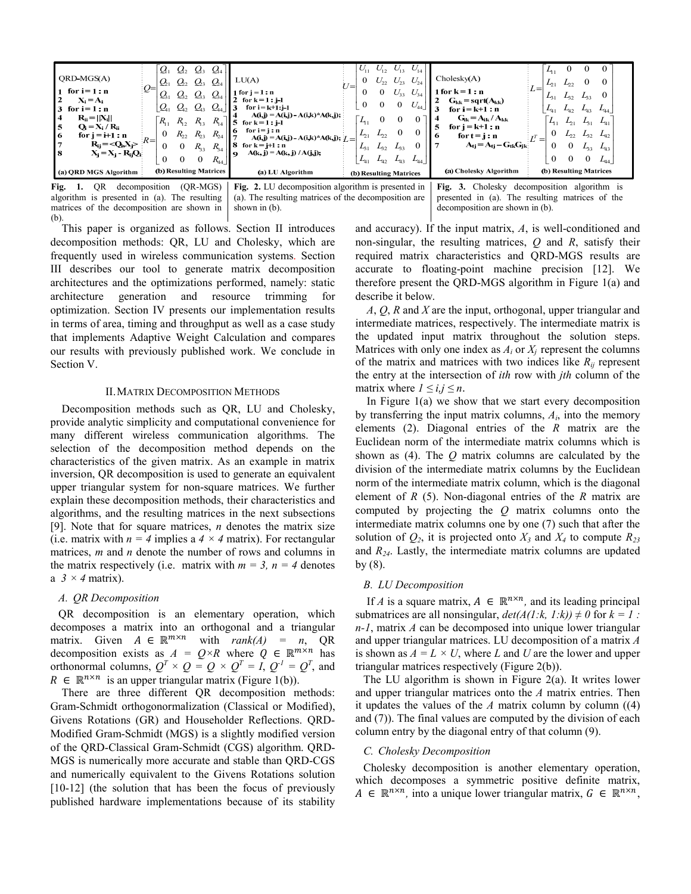| QRD-MGS(A) | (b) Resulting Matrices |
| --- | --- |
| 1 for i = 1 : n<br>2 $X_i = A_i$<br>3 for i = 1 : n<br>4 $R_{ii} = \|\|X_i\|\|$<br>5 $Q_i = X_i / R_{ii}$<br>6 for j = i+1 : n<br>7 $R_{ij} = \langle Q_i, X_j \rangle$<br>8 $X_j = X_j - R_{ij} Q_i$ | $Q = \begin{bmatrix} Q_{11} & Q_{12} & Q_{13} & Q_{14} \\ Q_{21} & Q_{22} & Q_{23} & Q_{24} \\ Q_{31} & Q_{32} & Q_{33} & Q_{34} \\ Q_{41} & Q_{42} & Q_{43} & Q_{44} \end{bmatrix}$ $R = \begin{bmatrix} R_{11} & R_{12} & R_{13} & R_{14} \\ 0 & R_{22} & R_{23} & R_{24} \\ 0 & 0 & R_{33} & R_{34} \\ 0 & 0 & 0 & R_{44} \end{bmatrix}$ |
| (a) QRD MGS Algorithm | (b) Resulting Matrices |

**Fig. 1.** QR decomposition (QR-MGS) algorithm is presented in (a). The resulting matrices of the decomposition are shown in (b).

| LU(A) | (b) Resulting Matrices |
| --- | --- |
| 1 for j = 1 : n<br>2 for k = 1 : j-1<br>3 for i = k+1: j-1<br>4 A(i,j) = A(i,j) - A(i,k)*A(k,j);<br>5 for k = 1 : j-1<br>6 for i = j : n<br>7 A(i,j) = A(i,j) - A(i,k)*A(k,j);<br>8 for k = j+1 : n<br>9 A(k, j) = A(k, j) / A(j,j); | $U = \begin{bmatrix} U_{11} & U_{12} & U_{13} & U_{14} \\ 0 & U_{22} & U_{23} & U_{24} \\ 0 & 0 & U_{33} & U_{34} \\ 0 & 0 & 0 & U_{44} \end{bmatrix}$ $L = \begin{bmatrix} L_{11} & 0 & 0 & 0 \\ L_{21} & L_{22} & 0 & 0 \\ L_{31} & L_{32} & L_{33} & 0 \\ L_{41} & L_{42} & L_{43} & L_{44} \end{bmatrix}$ |
| (a) LU Algorithm | (b) Resulting Matrices |

**Fig. 2.** LU decomposition algorithm is presented in (a). The resulting matrices of the decomposition are shown in (b).

| Cholesky(A) | (b) Resulting Matrices |
| --- | --- |
| 1 for k = 1 : n<br>2 $G_{kk} = \text{sqrt}(A_{kk})$<br>3 for i = k+1 : n<br>4 $G_{ik} = A_{ik} / A_{kk}$<br>5 for j = k+1 : n<br>6 for t = j : n<br>7 $A_{tj} = A_{tj} - G_{tk} G_{jk}$ | $L = \begin{bmatrix} L_{11} & 0 & 0 & 0 \\ L_{21} & L_{22} & 0 & 0 \\ L_{31} & L_{32} & L_{33} & 0 \\ L_{41} & L_{42} & L_{43} & L_{44} \end{bmatrix}$ $L^T = \begin{bmatrix} L_{11} & L_{21} & L_{31} & L_{41} \\ 0 & L_{22} & L_{32} & L_{42} \\ 0 & 0 & L_{33} & L_{43} \\ 0 & 0 & 0 & L_{44} \end{bmatrix}$ |
| (a) Cholesky Algorithm | (b) Resulting Matrices |

**Fig. 3.** Cholesky decomposition algorithm is presented in (a). The resulting matrices of the decomposition are shown in (b).

This paper is organized as follows. Section II introduces decomposition methods: QR, LU and Cholesky, which are frequently used in wireless communication systems. Section III describes our tool to generate matrix decomposition architectures and the optimizations performed, namely: static architecture generation and resource trimming for optimization. Section IV presents our implementation results in terms of area, timing and throughput as well as a case study that implements Adaptive Weight Calculation and compares our results with previously published work. We conclude in Section V.

## II. Matrix Decomposition Methods

Decomposition methods such as QR, LU and Cholesky, provide analytic simplicity and computational convenience for many different wireless communication algorithms. The selection of the decomposition method depends on the characteristics of the given matrix. As an example in matrix inversion, QR decomposition is used to generate an equivalent upper triangular system for non-square matrices. We further explain these decomposition methods, their characteristics and algorithms, and the resulting matrices in the next subsections [9]. Note that for square matrices, $n$ denotes the matrix size (i.e. matrix with $n = 4$ implies a $4 \times 4$ matrix). For rectangular matrices, $m$ and $n$ denote the number of rows and columns in the matrix respectively (i.e. matrix with $m = 3$, $n = 4$ denotes a $3 \times 4$ matrix).

### A. QR Decomposition

QR decomposition is an elementary operation, which decomposes a matrix into an orthogonal and a triangular matrix. Given $A \in \mathbb{R}^{m \times n}$ with $rank(A) = n$, QR decomposition exists as $A = Q \times R$ where $Q \in \mathbb{R}^{m \times n}$ has orthonormal columns, $Q^T \times Q = Q \times Q^T = I$, $Q^{-1} = Q^T$, and $R \in \mathbb{R}^{n \times n}$ is an upper triangular matrix (Figure 1(b)).

There are three different QR decomposition methods: Gram-Schmidt orthogonormalization (Classical or Modified), Givens Rotations (GR) and Householder Reflections. QRD-Modified Gram-Schmidt (MGS) is a slightly modified version of the QRD-Classical Gram-Schmidt (CGS) algorithm. QRD-MGS is numerically more accurate and stable than QRD-CGS and numerically equivalent to the Givens Rotations solution [10-12] (the solution that has been the focus of previously published hardware implementations because of its stability and accuracy). If the input matrix, $A$, is well-conditioned and non-singular, the resulting matrices, $Q$ and $R$, satisfy their required matrix characteristics and QRD-MGS results are accurate to floating-point machine precision [12]. We therefore present the QRD-MGS algorithm in Figure 1(a) and describe it below.

$A$, $Q$, $R$ and $X$ are the input, orthogonal, upper triangular and intermediate matrices, respectively. The intermediate matrix is the updated input matrix throughout the solution steps. Matrices with only one index as $A_i$ or $X_j$ represent the columns of the matrix and matrices with two indices like $R_{ij}$ represent the entry at the intersection of $ith$ row with $jth$ column of the matrix where $1 \leq i,j \leq n$.

In Figure 1(a) we show that we start every decomposition by transferring the input matrix columns, $A_i$, into the memory elements (2). Diagonal entries of the $R$ matrix are the Euclidean norm of the intermediate matrix columns which is shown as (4). The $Q$ matrix columns are calculated by the division of the intermediate matrix columns by the Euclidean norm of the intermediate matrix column, which is the diagonal element of $R$ (5). Non-diagonal entries of the $R$ matrix are computed by projecting the $Q$ matrix columns onto the intermediate matrix columns one by one (7) such that after the solution of $Q_2$, it is projected onto $X_3$ and $X_4$ to compute $R_{23}$ and $R_{24}$. Lastly, the intermediate matrix columns are updated by (8).

### B. LU Decomposition

If $A$ is a square matrix, $A \in \mathbb{R}^{n \times n}$, and its leading principal submatrices are all nonsingular, $det(A(1:k, 1:k)) \neq 0$ for $k = 1 : n-1$, matrix $A$ can be decomposed into unique lower triangular and upper triangular matrices. LU decomposition of a matrix $A$ is shown as $A = L \times U$, where $L$ and $U$ are the lower and upper triangular matrices respectively (Figure 2(b)).

The LU algorithm is shown in Figure 2(a). It writes lower and upper triangular matrices onto the $A$ matrix entries. Then it updates the values of the $A$ matrix column by column ((4) and (7)). The final values are computed by the division of each column entry by the diagonal entry of that column (9).

### C. Cholesky Decomposition

Cholesky decomposition is another elementary operation, which decomposes a symmetric positive definite matrix, $A \in \mathbb{R}^{n \times n}$, into a unique lower triangular matrix, $G \in \mathbb{R}^{n \times n}$,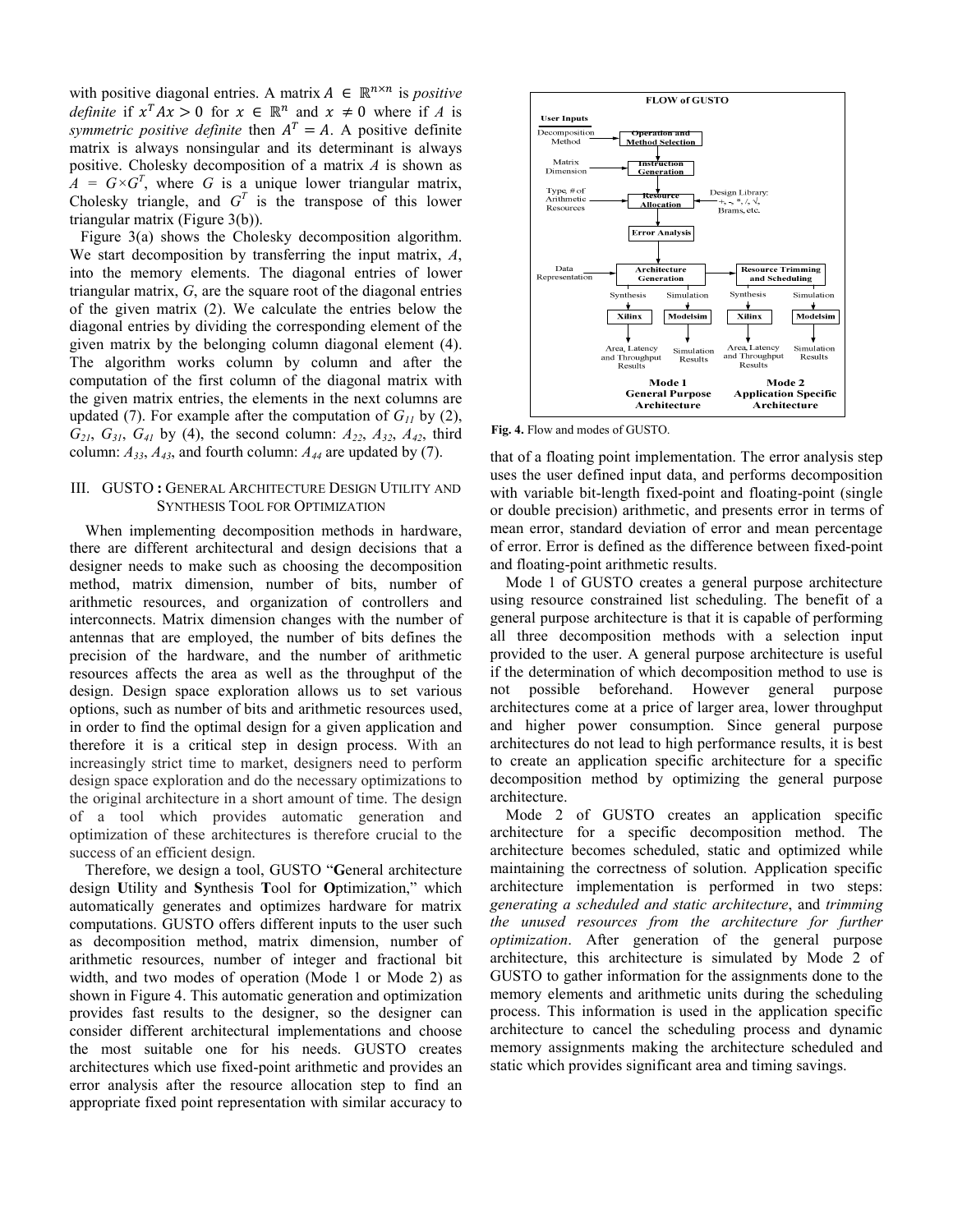with positive diagonal entries. A matrix $A \in \mathbb{R}^{n \times n}$ is *positive definite* if $x^T A x > 0$ for $x \in \mathbb{R}^n$ and $x \neq 0$ where if $A$ is *symmetric positive definite* then $A^T = A$. A positive definite matrix is always nonsingular and its determinant is always positive. Cholesky decomposition of a matrix $A$ is shown as $A = G \times G^T$, where $G$ is a unique lower triangular matrix, Cholesky triangle, and $G^T$ is the transpose of this lower triangular matrix (Figure 3(b)).

Figure 3(a) shows the Cholesky decomposition algorithm. We start decomposition by transferring the input matrix, $A$, into the memory elements. The diagonal entries of lower triangular matrix, $G$, are the square root of the diagonal entries of the given matrix (2). We calculate the entries below the diagonal entries by dividing the corresponding element of the given matrix by the belonging column diagonal element (4). The algorithm works column by column and after the computation of the first column of the diagonal matrix with the given matrix entries, the elements in the next columns are updated (7). For example after the computation of $G_{11}$ by (2), $G_{21}$, $G_{31}$, $G_{41}$ by (4), the second column: $A_{22}$, $A_{32}$, $A_{42}$, third column: $A_{33}$, $A_{43}$, and fourth column: $A_{44}$ are updated by (7).

## III. GUSTO: General Architecture Design Utility and Synthesis Tool for Optimization

When implementing decomposition methods in hardware, there are different architectural and design decisions that a designer needs to make such as choosing the decomposition method, matrix dimension, number of bits, number of arithmetic resources, and organization of controllers and interconnects. Matrix dimension changes with the number of antennas that are employed, the number of bits defines the precision of the hardware, and the number of arithmetic resources affects the area as well as the throughput of the design. Design space exploration allows us to set various options, such as number of bits and arithmetic resources used, in order to find the optimal design for a given application and therefore it is a critical step in design process. With an increasingly strict time to market, designers need to perform design space exploration and do the necessary optimizations to the original architecture in a short amount of time. The design of a tool which provides automatic generation and optimization of these architectures is therefore crucial to the success of an efficient design.

Therefore, we design a tool, GUSTO "**G**eneral architecture design **U**tility and **S**ynthesis **T**ool for **O**ptimization," which automatically generates and optimizes hardware for matrix computations. GUSTO offers different inputs to the user such as decomposition method, matrix dimension, number of arithmetic resources, number of integer and fractional bit width, and two modes of operation (Mode 1 or Mode 2) as shown in Figure 4. This automatic generation and optimization provides fast results to the designer, so the designer can consider different architectural implementations and choose the most suitable one for his needs. GUSTO creates architectures which use fixed-point arithmetic and provides an error analysis after the resource allocation step to find an appropriate fixed point representation with similar accuracy to that of a floating point implementation. The error analysis step uses the user defined input data, and performs decomposition with variable bit-length fixed-point and floating-point (single or double precision) arithmetic, and presents error in terms of mean error, standard deviation of error and mean percentage of error. Error is defined as the difference between fixed-point and floating-point arithmetic results.

FLOW of GUSTO

User Inputs

Decomposition Method → Operation and Method Selection

Matrix Dimension → Instruction Generation

Type, # of Arithmetic Resources → Resource Allocation ← Design Library: +, -, *, /, √, Brams, etc.

Error Analysis

Data Representation → Architecture Generation → Resource Trimming and Scheduling

Synthesis: Xilinx → Area, Latency and Throughput Results

Simulation: Modelsim → Simulation Results

Synthesis: Xilinx → Area, Latency and Throughput Results

Simulation: Modelsim → Simulation Results

Mode 1 General Purpose Architecture

Mode 2 Application Specific Architecture

**Fig. 4.** Flow and modes of GUSTO.

Mode 1 of GUSTO creates a general purpose architecture using resource constrained list scheduling. The benefit of a general purpose architecture is that it is capable of performing all three decomposition methods with a selection input provided to the user. A general purpose architecture is useful if the determination of which decomposition method to use is not possible beforehand. However general purpose architectures come at a price of larger area, lower throughput and higher power consumption. Since general purpose architectures do not lead to high performance results, it is best to create an application specific architecture for a specific decomposition method by optimizing the general purpose architecture.

Mode 2 of GUSTO creates an application specific architecture for a specific decomposition method. The architecture becomes scheduled, static and optimized while maintaining the correctness of solution. Application specific architecture implementation is performed in two steps: *generating a scheduled and static architecture*, and *trimming the unused resources from the architecture for further optimization*. After generation of the general purpose architecture, this architecture is simulated by Mode 2 of GUSTO to gather information for the assignments done to the memory elements and arithmetic units during the scheduling process. This information is used in the application specific architecture to cancel the scheduling process and dynamic memory assignments making the architecture scheduled and static which provides significant area and timing savings.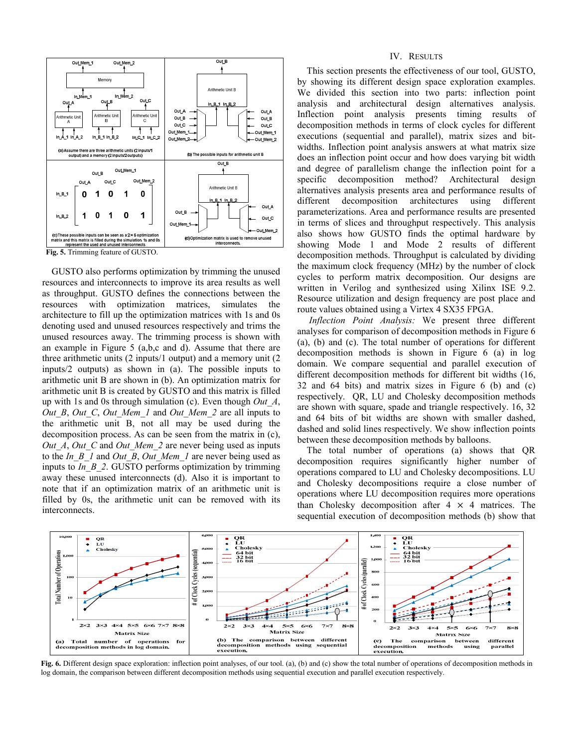Fig. 5. Trimming feature of GUSTO.

GUSTO also performs optimization by trimming the unused resources and interconnects to improve its area results as well as throughput. GUSTO defines the connections between the resources with optimization matrices, simulates the architecture to fill up the optimization matrices with 1s and 0s denoting used and unused resources respectively and trims the unused resources away. The trimming process is shown with an example in Figure 5 (a,b,c and d). Assume that there are three arithmetic units (2 inputs/1 output) and a memory unit (2 inputs/2 outputs) as shown in (a). The possible inputs to arithmetic unit B are shown in (b). An optimization matrix for arithmetic unit B is created by GUSTO and this matrix is filled up with 1s and 0s through simulation (c). Even though *Out_A*, *Out_B*, *Out_C*, *Out_Mem_1* and *Out_Mem_2* are all inputs to the arithmetic unit B, not all may be used during the decomposition process. As can be seen from the matrix in (c), *Out_A*, *Out_C* and *Out_Mem_2* are never being used as inputs to the *In_B_1* and *Out_B*, *Out_Mem_1* are never being used as inputs to *In_B_2*. GUSTO performs optimization by trimming away these unused interconnects (d). Also it is important to note that if an optimization matrix of an arithmetic unit is filled by 0s, the arithmetic unit can be removed with its interconnects.

## IV. Results

This section presents the effectiveness of our tool, GUSTO, by showing its different design space exploration examples. We divided this section into two parts: inflection point analysis and architectural design alternatives analysis. Inflection point analysis presents timing results of decomposition methods in terms of clock cycles for different executions (sequential and parallel), matrix sizes and bit-widths. Inflection point analysis answers at what matrix size does an inflection point occur and how does varying bit width and degree of parallelism change the inflection point for a specific decomposition method? Architectural design alternatives analysis presents area and performance results of different decomposition architectures using different parameterizations. Area and performance results are presented in terms of slices and throughput respectively. This analysis also shows how GUSTO finds the optimal hardware by showing Mode 1 and Mode 2 results of different decomposition methods. Throughput is calculated by dividing the maximum clock frequency (MHz) by the number of clock cycles to perform matrix decomposition. Our designs are written in Verilog and synthesized using Xilinx ISE 9.2. Resource utilization and design frequency are post place and route values obtained using a Virtex 4 SX35 FPGA.

*Inflection Point Analysis:* We present three different analyses for comparison of decomposition methods in Figure 6 (a), (b) and (c). The total number of operations for different decomposition methods is shown in Figure 6 (a) in log domain. We compare sequential and parallel execution of different decomposition methods for different bit widths (16, 32 and 64 bits) and matrix sizes in Figure 6 (b) and (c) respectively. QR, LU and Cholesky decomposition methods are shown with square, spade and triangle respectively. 16, 32 and 64 bits of bit widths are shown with smaller dashed, dashed and solid lines respectively. We show inflection points between these decomposition methods by balloons.

The total number of operations (a) shows that QR decomposition requires significantly higher number of operations compared to LU and Cholesky decompositions. LU and Cholesky decompositions require a close number of operations where LU decomposition requires more operations than Cholesky decomposition after $4 \times 4$ matrices. The sequential execution of decomposition methods (b) show that

Fig. 6. Different design space exploration: inflection point analyses, of our tool. (a), (b) and (c) show the total number of operations of decomposition methods in log domain, the comparison between different decomposition methods using sequential execution and parallel execution respectively.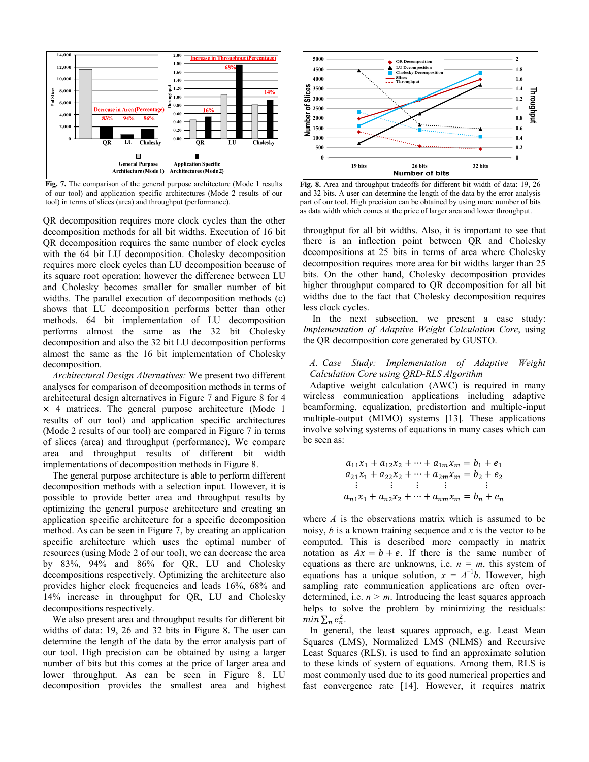Fig. 7. The comparison of the general purpose architecture (Mode 1 results of our tool) and application specific architectures (Mode 2 results of our tool) in terms of slices (area) and throughput (performance).

Fig. 8. Area and throughput tradeoffs for different bit width of data: 19, 26 and 32 bits. A user can determine the length of the data by the error analysis part of our tool. High precision can be obtained by using more number of bits as data width which comes at the price of larger area and lower throughput.

QR decomposition requires more clock cycles than the other decomposition methods for all bit widths. Execution of 16 bit QR decomposition requires the same number of clock cycles with the 64 bit LU decomposition. Cholesky decomposition requires more clock cycles than LU decomposition because of its square root operation; however the difference between LU and Cholesky becomes smaller for smaller number of bit widths. The parallel execution of decomposition methods (c) shows that LU decomposition performs better than other methods. 64 bit implementation of LU decomposition performs almost the same as the 32 bit Cholesky decomposition and also the 32 bit LU decomposition performs almost the same as the 16 bit implementation of Cholesky decomposition.

*Architectural Design Alternatives:* We present two different analyses for comparison of decomposition methods in terms of architectural design alternatives in Figure 7 and Figure 8 for 4 × 4 matrices. The general purpose architecture (Mode 1 results of our tool) and application specific architectures (Mode 2 results of our tool) are compared in Figure 7 in terms of slices (area) and throughput (performance). We compare area and throughput results of different bit width implementations of decomposition methods in Figure 8.

The general purpose architecture is able to perform different decomposition methods with a selection input. However, it is possible to provide better area and throughput results by optimizing the general purpose architecture and creating an application specific architecture for a specific decomposition method. As can be seen in Figure 7, by creating an application specific architecture which uses the optimal number of resources (using Mode 2 of our tool), we can decrease the area by 83%, 94% and 86% for QR, LU and Cholesky decompositions respectively. Optimizing the architecture also provides higher clock frequencies and leads 16%, 68% and 14% increase in throughput for QR, LU and Cholesky decompositions respectively.

We also present area and throughput results for different bit widths of data: 19, 26 and 32 bits in Figure 8. The user can determine the length of the data by the error analysis part of our tool. High precision can be obtained by using a larger number of bits but this comes at the price of larger area and lower throughput. As can be seen in Figure 8, LU decomposition provides the smallest area and highest throughput for all bit widths. Also, it is important to see that there is an inflection point between QR and Cholesky decompositions at 25 bits in terms of area where Cholesky decomposition requires more area for bit widths larger than 25 bits. On the other hand, Cholesky decomposition provides higher throughput compared to QR decomposition for all bit widths due to the fact that Cholesky decomposition requires less clock cycles.

In the next subsection, we present a case study: *Implementation of Adaptive Weight Calculation Core*, using the QR decomposition core generated by GUSTO.

### *A. Case Study: Implementation of Adaptive Weight Calculation Core using QRD-RLS Algorithm*

Adaptive weight calculation (AWC) is required in many wireless communication applications including adaptive beamforming, equalization, predistortion and multiple-input multiple-output (MIMO) systems [13]. These applications involve solving systems of equations in many cases which can be seen as:

$$
\begin{aligned}
a_{11}x_1 + a_{12}x_2 + \cdots + a_{1m}x_m &= b_1 + e_1 \\
a_{21}x_1 + a_{22}x_2 + \cdots + a_{2m}x_m &= b_2 + e_2 \\
\vdots \qquad \vdots \qquad \vdots \qquad &\quad \vdots \\
a_{n1}x_1 + a_{n2}x_2 + \cdots + a_{nm}x_m &= b_n + e_n
\end{aligned}
$$

where $A$ is the observations matrix which is assumed to be noisy, $b$ is a known training sequence and $x$ is the vector to be computed. This is described more compactly in matrix notation as $Ax = b + e$. If there is the same number of equations as there are unknowns, i.e. $n = m$, this system of equations has a unique solution, $x = A^{-1}b$. However, high sampling rate communication applications are often over-determined, i.e. $n > m$. Introducing the least squares approach helps to solve the problem by minimizing the residuals: $min \sum_n e_n^2$.

In general, the least squares approach, e.g. Least Mean Squares (LMS), Normalized LMS (NLMS) and Recursive Least Squares (RLS), is used to find an approximate solution to these kinds of system of equations. Among them, RLS is most commonly used due to its good numerical properties and fast convergence rate [14]. However, it requires matrix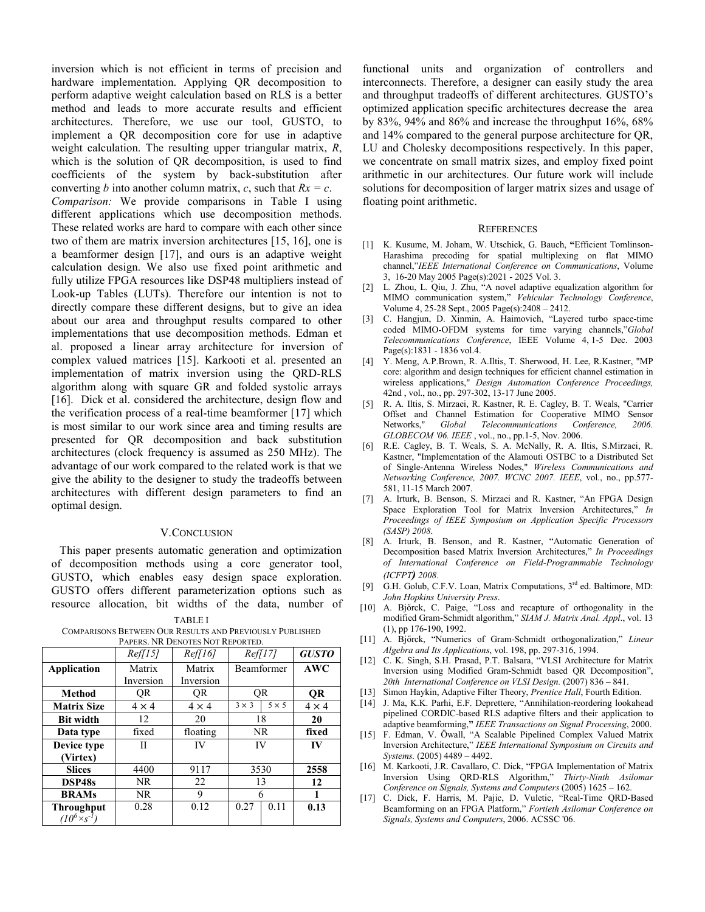inversion which is not efficient in terms of precision and hardware implementation. Applying QR decomposition to perform adaptive weight calculation based on RLS is a better method and leads to more accurate results and efficient architectures. Therefore, we use our tool, GUSTO, to implement a QR decomposition core for use in adaptive weight calculation. The resulting upper triangular matrix, *R*, which is the solution of QR decomposition, is used to find coefficients of the system by back-substitution after converting *b* into another column matrix, *c*, such that $Rx = c$.

*Comparison:* We provide comparisons in Table I using different applications which use decomposition methods. These related works are hard to compare with each other since two of them are matrix inversion architectures [15, 16], one is a beamformer design [17], and ours is an adaptive weight calculation design. We also use fixed point arithmetic and fully utilize FPGA resources like DSP48 multipliers instead of Look-up Tables (LUTs). Therefore our intention is not to directly compare these different designs, but to give an idea about our area and throughput results compared to other implementations that use decomposition methods. Edman et al. proposed a linear array architecture for inversion of complex valued matrices [15]. Karkooti et al. presented an implementation of matrix inversion using the QRD-RLS algorithm along with square GR and folded systolic arrays [16]. Dick et al. considered the architecture, design flow and the verification process of a real-time beamformer [17] which is most similar to our work since area and timing results are presented for QR decomposition and back substitution architectures (clock frequency is assumed as 250 MHz). The advantage of our work compared to the related work is that we give the ability to the designer to study the tradeoffs between architectures with different design parameters to find an optimal design.

## V. Conclusion

This paper presents automatic generation and optimization of decomposition methods using a core generator tool, GUSTO, which enables easy design space exploration. GUSTO offers different parameterization options such as resource allocation, bit widths of the data, number of functional units and organization of controllers and interconnects. Therefore, a designer can easily study the area and throughput tradeoffs of different architectures. GUSTO's optimized application specific architectures decrease the area by 83%, 94% and 86% and increase the throughput 16%, 68% and 14% compared to the general purpose architecture for QR, LU and Cholesky decompositions respectively. In this paper, we concentrate on small matrix sizes, and employ fixed point arithmetic in our architectures. Our future work will include solutions for decomposition of larger matrix sizes and usage of floating point arithmetic.

TABLE I

Comparisons Between Our Results and Previously Published Papers. NR Denotes Not Reported.

| | *Ref[15]* | *Ref[16]* | *Ref[17]* | | ***GUSTO*** |
|---|---|---|---|---|---|
| **Application** | Matrix Inversion | Matrix Inversion | Beamformer | | **AWC** |
| **Method** | QR | QR | QR | | **QR** |
| **Matrix Size** | $4 \times 4$ | $4 \times 4$ | $3 \times 3$ | $5 \times 5$ | $\mathbf{4 \times 4}$ |
| **Bit width** | 12 | 20 | 18 | | **20** |
| **Data type** | fixed | floating | NR | | **fixed** |
| **Device type (Virtex)** | II | IV | IV | | **IV** |
| **Slices** | 4400 | 9117 | 3530 | | **2558** |
| **DSP48s** | NR | 22 | 13 | | **12** |
| **BRAMs** | NR | 9 | 6 | | **1** |
| **Throughput** $(10^6 \times s^{-1})$ | 0.28 | 0.12 | 0.27 | 0.11 | **0.13** |

## References

[1] K. Kusume, M. Joham, W. Utschick, G. Bauch, "Efficient Tomlinson-Harashima precoding for spatial multiplexing on flat MIMO channel," *IEEE International Conference on Communications*, Volume 3, 16-20 May 2005 Page(s):2021 - 2025 Vol. 3.

[2] L. Zhou, L. Qiu, J. Zhu, "A novel adaptive equalization algorithm for MIMO communication system," *Vehicular Technology Conference*, Volume 4, 25-28 Sept., 2005 Page(s):2408 – 2412.

[3] C. Hangjun, D. Xinmin, A. Haimovich, "Layered turbo space-time coded MIMO-OFDM systems for time varying channels," *Global Telecommunications Conference*, IEEE Volume 4, 1-5 Dec. 2003 Page(s):1831 - 1836 vol.4.

[4] Y. Meng, A.P.Brown, R. A.Iltis, T. Sherwood, H. Lee, R.Kastner, "MP core: algorithm and design techniques for efficient channel estimation in wireless applications," *Design Automation Conference Proceedings,* 42nd , vol., no., pp. 297-302, 13-17 June 2005.

[5] R. A. Iltis, S. Mirzaei, R. Kastner, R. E. Cagley, B. T. Weals, "Carrier Offset and Channel Estimation for Cooperative MIMO Sensor Networks," *Global Telecommunications Conference, 2006. GLOBECOM '06. IEEE* , vol., no., pp.1-5, Nov. 2006.

[6] R.E. Cagley, B.T. Weals, S. A. McNally, R. A. Iltis, S.Mirzaei, R. Kastner, "Implementation of the Alamouti OSTBC to a Distributed Set of Single-Antenna Wireless Nodes," *Wireless Communications and Networking Conference, 2007. WCNC 2007. IEEE*, vol., no., pp.577-581, 11-15 March 2007.

[7] A. Irturk, B. Benson, S. Mirzaei and R. Kastner, "An FPGA Design Space Exploration Tool for Matrix Inversion Architectures," *In Proceedings of IEEE Symposium on Application Specific Processors (SASP) 2008*.

[8] A. Irturk, B. Benson, and R. Kastner, "Automatic Generation of Decomposition based Matrix Inversion Architectures," *In Proceedings of International Conference on Field-Programmable Technology (ICFPT) 2008*.

[9] G.H. Golub, C.F.V. Loan, Matrix Computations, 3rd ed. Baltimore, MD: *John Hopkins University Press*.

[10] A. Bjőrck, C. Paige, "Loss and recapture of orthogonality in the modified Gram-Schmidt algorithm," *SIAM J. Matrix Anal. Appl*., vol. 13 (1), pp 176-190, 1992.

[11] A. Bjőrck, "Numerics of Gram-Schmidt orthogonalization," *Linear Algebra and Its Applications*, vol. 198, pp. 297-316, 1994.

[12] C. K. Singh, S.H. Prasad, P.T. Balsara, "VLSI Architecture for Matrix Inversion using Modified Gram-Schmidt based QR Decomposition", *20th International Conference on VLSI Design.* (2007) 836 – 841.

[13] Simon Haykin, Adaptive Filter Theory, *Prentice Hall*, Fourth Edition.

[14] J. Ma, K.K. Parhi, E.F. Deprettere, "Annihilation-reordering lookahead pipelined CORDIC-based RLS adaptive filters and their application to adaptive beamforming," *IEEE Transactions on Signal Processing*, 2000.

[15] F. Edman, V. Öwall, "A Scalable Pipelined Complex Valued Matrix Inversion Architecture," *IEEE International Symposium on Circuits and Systems.* (2005) 4489 – 4492.

[16] M. Karkooti, J.R. Cavallaro, C. Dick, "FPGA Implementation of Matrix Inversion Using QRD-RLS Algorithm," *Thirty-Ninth Asilomar Conference on Signals, Systems and Computers* (2005) 1625 – 162.

[17] C. Dick, F. Harris, M. Pajic, D. Vuletic, "Real-Time QRD-Based Beamforming on an FPGA Platform," *Fortieth Asilomar Conference on Signals, Systems and Computers*, 2006. ACSSC '06.